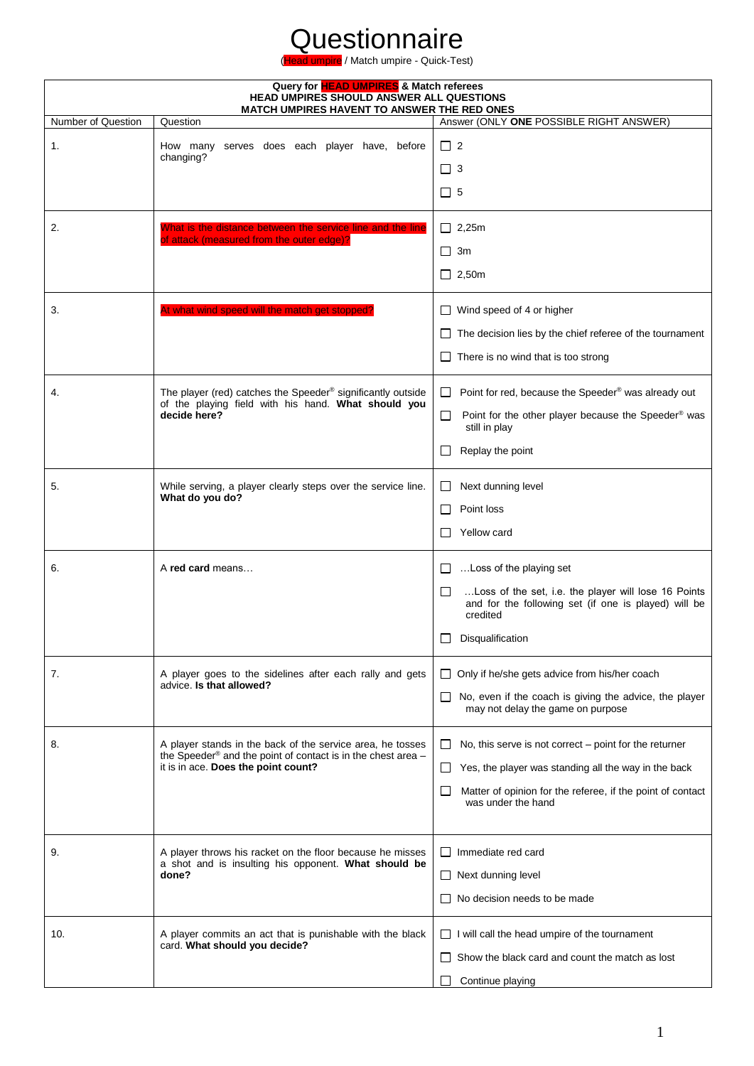# Questionnaire

(Head umpire / Match umpire - Quick-Test)

| Query for HEAD UMPIRES & Match referees<br>HEAD UMPIRES SHOULD ANSWER ALL QUESTIONS<br>MATCH UMPIRES HAVENT TO ANSWER THE RED ONES | | |
|---|---|---|
| Number of Question | Question | Answer (ONLY **ONE** POSSIBLE RIGHT ANSWER) |
| 1. | How many serves does each player have, before changing? | ☐ 2<br>☐ 3<br>☐ 5 |
| 2. | What is the distance between the service line and the line of attack (measured from the outer edge)? | ☐ 2,25m<br>☐ 3m<br>☐ 2,50m |
| 3. | At what wind speed will the match get stopped? | ☐ Wind speed of 4 or higher<br>☐ The decision lies by the chief referee of the tournament<br>☐ There is no wind that is too strong |
| 4. | The player (red) catches the Speeder® significantly outside of the playing field with his hand. **What should you decide here?** | ☐ Point for red, because the Speeder® was already out<br>☐ Point for the other player because the Speeder® was still in play<br>☐ Replay the point |
| 5. | While serving, a player clearly steps over the service line. **What do you do?** | ☐ Next dunning level<br>☐ Point loss<br>☐ Yellow card |
| 6. | A **red card** means… | ☐ …Loss of the playing set<br>☐ …Loss of the set, i.e. the player will lose 16 Points and for the following set (if one is played) will be credited<br>☐ Disqualification |
| 7. | A player goes to the sidelines after each rally and gets advice. **Is that allowed?** | ☐ Only if he/she gets advice from his/her coach<br>☐ No, even if the coach is giving the advice, the player may not delay the game on purpose |
| 8. | A player stands in the back of the service area, he tosses the Speeder® and the point of contact is in the chest area – it is in ace. **Does the point count?** | ☐ No, this serve is not correct – point for the returner<br>☐ Yes, the player was standing all the way in the back<br>☐ Matter of opinion for the referee, if the point of contact was under the hand |
| 9. | A player throws his racket on the floor because he misses a shot and is insulting his opponent. **What should be done?** | ☐ Immediate red card<br>☐ Next dunning level<br>☐ No decision needs to be made |
| 10. | A player commits an act that is punishable with the black card. **What should you decide?** | ☐ I will call the head umpire of the tournament<br>☐ Show the black card and count the match as lost<br>☐ Continue playing |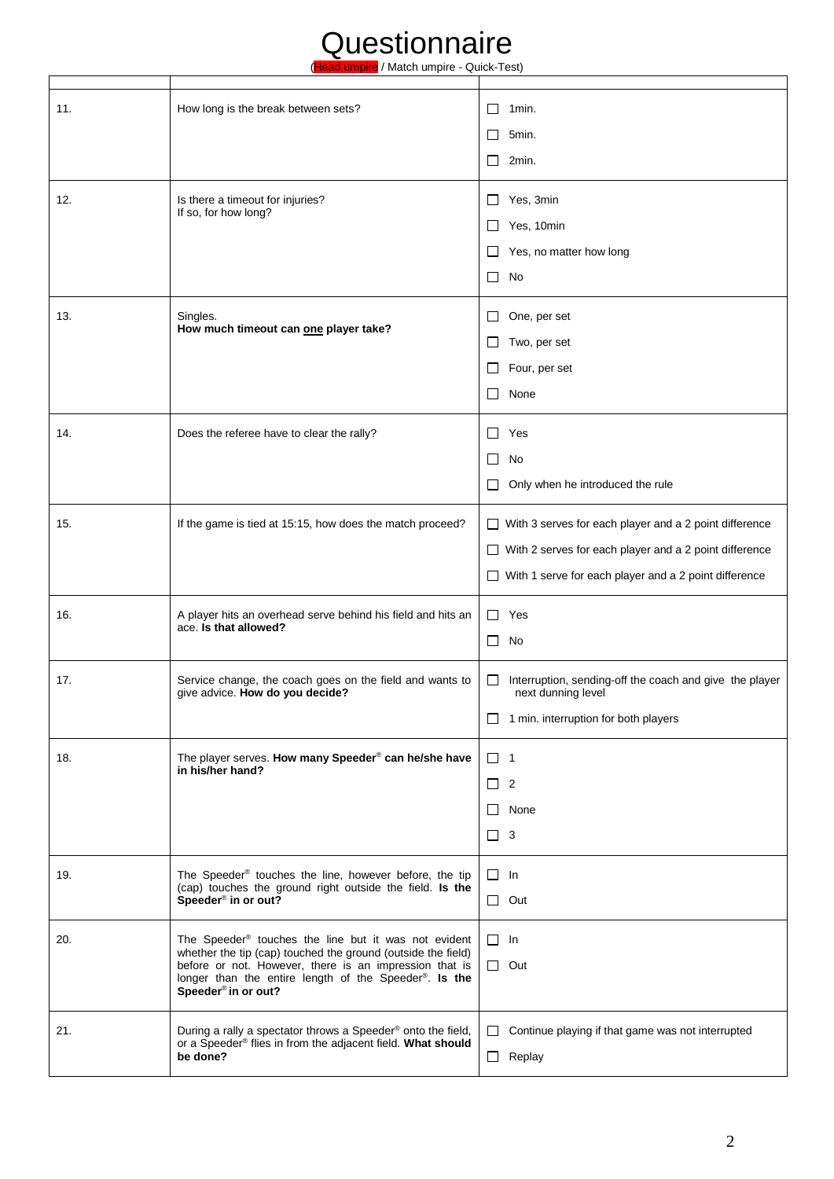# Questionnaire

(Head umpire / Match umpire - Quick-Test)

| | | |
|---|---|---|
| 11. | How long is the break between sets? | ☐ 1min.<br>☐ 5min.<br>☐ 2min. |
| 12. | Is there a timeout for injuries?<br>If so, for how long? | ☐ Yes, 3min<br>☐ Yes, 10min<br>☐ Yes, no matter how long<br>☐ No |
| 13. | Singles.<br>**How much timeout can one player take?** | ☐ One, per set<br>☐ Two, per set<br>☐ Four, per set<br>☐ None |
| 14. | Does the referee have to clear the rally? | ☐ Yes<br>☐ No<br>☐ Only when he introduced the rule |
| 15. | If the game is tied at 15:15, how does the match proceed? | ☐ With 3 serves for each player and a 2 point difference<br>☐ With 2 serves for each player and a 2 point difference<br>☐ With 1 serve for each player and a 2 point difference |
| 16. | A player hits an overhead serve behind his field and hits an ace. **Is that allowed?** | ☐ Yes<br>☐ No |
| 17. | Service change, the coach goes on the field and wants to give advice. **How do you decide?** | ☐ Interruption, sending-off the coach and give the player next dunning level<br>☐ 1 min. interruption for both players |
| 18. | The player serves. **How many Speeder® can he/she have in his/her hand?** | ☐ 1<br>☐ 2<br>☐ None<br>☐ 3 |
| 19. | The Speeder® touches the line, however before, the tip (cap) touches the ground right outside the field. **Is the Speeder® in or out?** | ☐ In<br>☐ Out |
| 20. | The Speeder® touches the line but it was not evident whether the tip (cap) touched the ground (outside the field) before or not. However, there is an impression that is longer than the entire length of the Speeder®. **Is the Speeder® in or out?** | ☐ In<br>☐ Out |
| 21. | During a rally a spectator throws a Speeder® onto the field, or a Speeder® flies in from the adjacent field. **What should be done?** | ☐ Continue playing if that game was not interrupted<br>☐ Replay |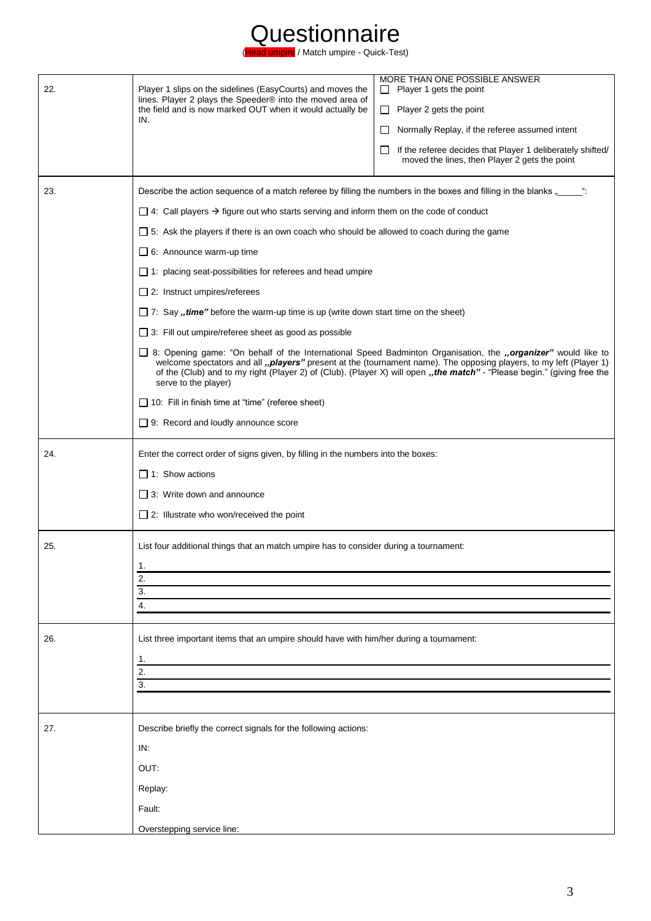# Questionnaire

(Head umpire / Match umpire - Quick-Test)

| | | |
|---|---|---|
| 22. | Player 1 slips on the sidelines (EasyCourts) and moves the lines. Player 2 plays the Speeder® into the moved area of the field and is now marked OUT when it would actually be IN. | MORE THAN ONE POSSIBLE ANSWER<br>☐ Player 1 gets the point<br>☐ Player 2 gets the point<br>☐ Normally Replay, if the referee assumed intent<br>☐ If the referee decides that Player 1 deliberately shifted/ moved the lines, then Player 2 gets the point |
| 23. | Describe the action sequence of a match referee by filling the numbers in the boxes and filling in the blanks „_____":<br>☐ 4: Call players → figure out who starts serving and inform them on the code of conduct<br>☐ 5: Ask the players if there is an own coach who should be allowed to coach during the game<br>☐ 6: Announce warm-up time<br>☐ 1: placing seat-possibilities for referees and head umpire<br>☐ 2: Instruct umpires/referees<br>☐ 7: Say ***„time"*** before the warm-up time is up (write down start time on the sheet)<br>☐ 3: Fill out umpire/referee sheet as good as possible<br>☐ 8: Opening game: "On behalf of the International Speed Badminton Organisation, the ***„organizer"*** would like to welcome spectators and all ***„players"*** present at the (tournament name). The opposing players, to my left (Player 1) of the (Club) and to my right (Player 2) of (Club). (Player X) will open ***„the match"*** - "Please begin." (giving free the serve to the player)<br>☐ 10: Fill in finish time at "time" (referee sheet)<br>☐ 9: Record and loudly announce score | |
| 24. | Enter the correct order of signs given, by filling in the numbers into the boxes:<br>☐ 1: Show actions<br>☐ 3: Write down and announce<br>☐ 2: Illustrate who won/received the point | |
| 25. | List four additional things that an match umpire has to consider during a tournament:<br>1.<br>2.<br>3.<br>4. | |
| 26. | List three important items that an umpire should have with him/her during a tournament:<br>1.<br>2.<br>3. | |
| 27. | Describe briefly the correct signals for the following actions:<br>IN:<br>OUT:<br>Replay:<br>Fault:<br>Overstepping service line: | |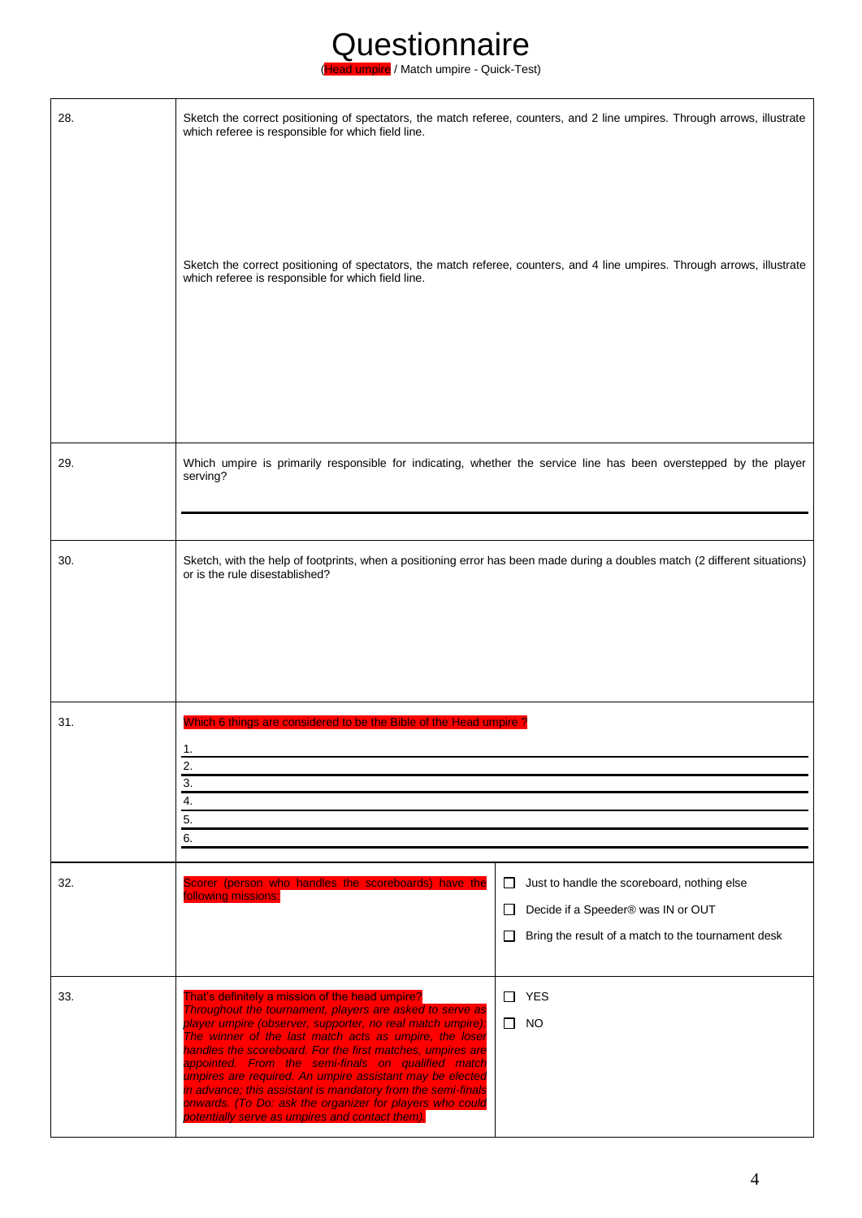# Questionnaire

(Head umpire / Match umpire - Quick-Test)

| | |
|---|---|
| 28. | Sketch the correct positioning of spectators, the match referee, counters, and 2 line umpires. Through arrows, illustrate which referee is responsible for which field line.<br><br>Sketch the correct positioning of spectators, the match referee, counters, and 4 line umpires. Through arrows, illustrate which referee is responsible for which field line. |
| 29. | Which umpire is primarily responsible for indicating, whether the service line has been overstepped by the player serving? |
| 30. | Sketch, with the help of footprints, when a positioning error has been made during a doubles match (2 different situations) or is the rule disestablished? |
| 31. | Which 6 things are considered to be the Bible of the Head umpire ?<br>1.<br>2.<br>3.<br>4.<br>5.<br>6. |

| | | |
|---|---|---|
| 32. | Scorer (person who handles the scoreboards) have the following missions: | ☐ Just to handle the scoreboard, nothing else<br>☐ Decide if a Speeder® was IN or OUT<br>☐ Bring the result of a match to the tournament desk |
| 33. | That's definitely a mission of the head umpire?<br>*Throughout the tournament, players are asked to serve as player umpire (observer, supporter, no real match umpire). The winner of the last match acts as umpire, the loser handles the scoreboard. For the first matches, umpires are appointed. From the semi-finals on qualified match umpires are required. An umpire assistant may be elected in advance; this assistant is mandatory from the semi-finals onwards. (To Do: ask the organizer for players who could potentially serve as umpires and contact them).* | ☐ YES<br>☐ NO |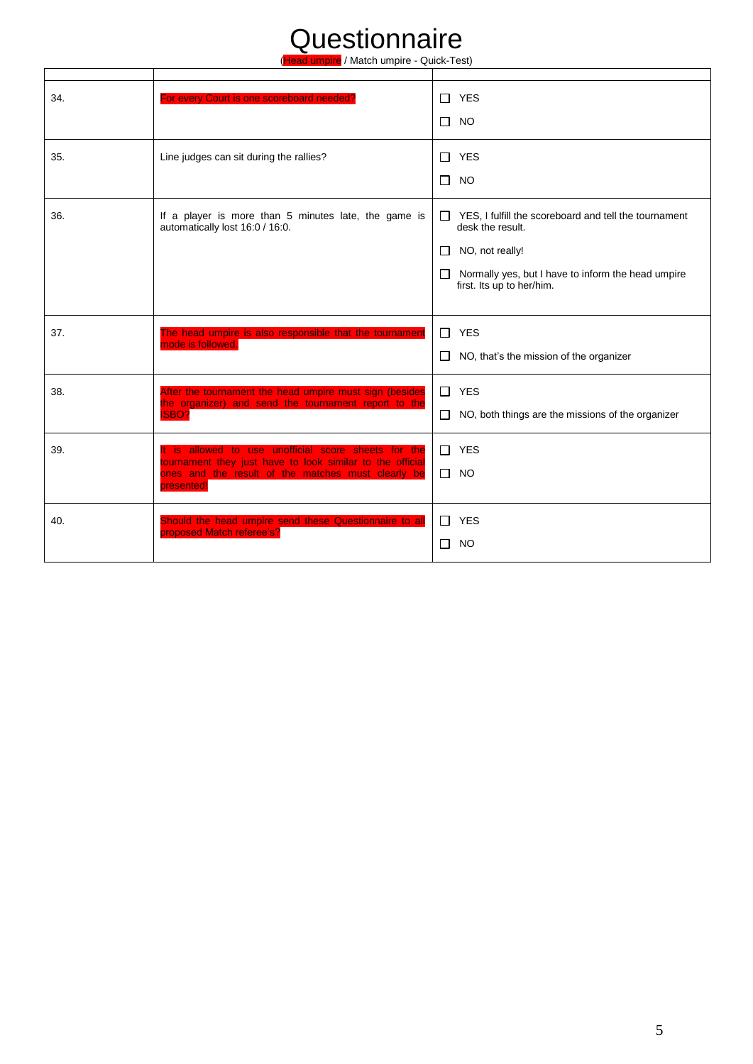# Questionnaire

(Head umpire / Match umpire - Quick-Test)

| | | |
|---|---|---|
| 34. | For every Court is one scoreboard needed? | ☐ YES<br>☐ NO |
| 35. | Line judges can sit during the rallies? | ☐ YES<br>☐ NO |
| 36. | If a player is more than 5 minutes late, the game is automatically lost 16:0 / 16:0. | ☐ YES, I fulfill the scoreboard and tell the tournament desk the result.<br>☐ NO, not really!<br>☐ Normally yes, but I have to inform the head umpire first. Its up to her/him. |
| 37. | The head umpire is also responsible that the tournament mode is followed. | ☐ YES<br>☐ NO, that's the mission of the organizer |
| 38. | After the tournament the head umpire must sign (besides the organizer) and send the tournament report to the ISBO? | ☐ YES<br>☐ NO, both things are the missions of the organizer |
| 39. | It is allowed to use unofficial score sheets for the tournament they just have to look similar to the official ones and the result of the matches must clearly be presented! | ☐ YES<br>☐ NO |
| 40. | Should the head umpire send these Questionnaire to all proposed Match referee's? | ☐ YES<br>☐ NO |